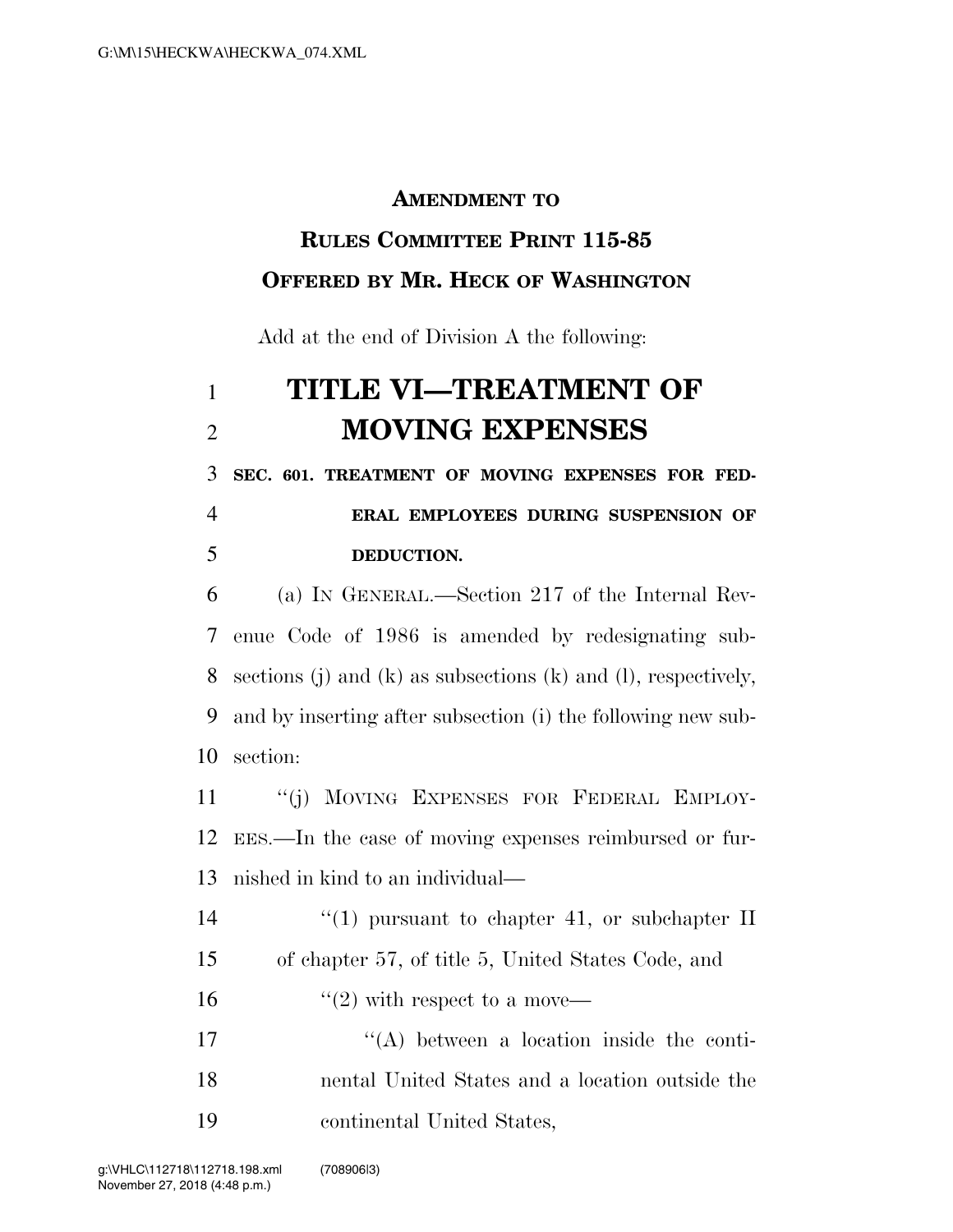**AMENDMENT TO**

**RULES COMMITTEE PRINT 115-85**

**OFFERED BY MR. HECK OF WASHINGTON**

Add at the end of Division A the following:

# TITLE VI—TREATMENT OF MOVING EXPENSES

**SEC. 601. TREATMENT OF MOVING EXPENSES FOR FEDERAL EMPLOYEES DURING SUSPENSION OF DEDUCTION.**

(a) IN GENERAL.—Section 217 of the Internal Revenue Code of 1986 is amended by redesignating subsections (j) and (k) as subsections (k) and (l), respectively, and by inserting after subsection (i) the following new subsection:

"(j) MOVING EXPENSES FOR FEDERAL EMPLOYEES.—In the case of moving expenses reimbursed or furnished in kind to an individual—

"(1) pursuant to chapter 41, or subchapter II of chapter 57, of title 5, United States Code, and

"(2) with respect to a move—

"(A) between a location inside the continental United States and a location outside the continental United States,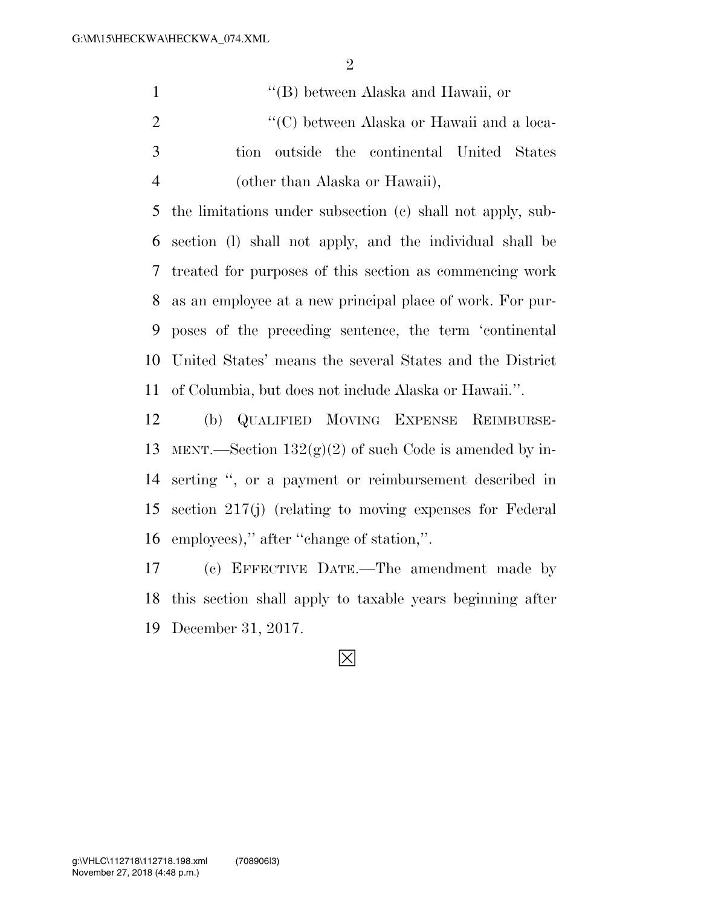"(B) between Alaska and Hawaii, or

"(C) between Alaska or Hawaii and a location outside the continental United States (other than Alaska or Hawaii),

the limitations under subsection (c) shall not apply, subsection (l) shall not apply, and the individual shall be treated for purposes of this section as commencing work as an employee at a new principal place of work. For purposes of the preceding sentence, the term 'continental United States' means the several States and the District of Columbia, but does not include Alaska or Hawaii.".

(b) QUALIFIED MOVING EXPENSE REIMBURSEMENT.—Section 132(g)(2) of such Code is amended by inserting ", or a payment or reimbursement described in section 217(j) (relating to moving expenses for Federal employees)," after "change of station,".

(c) EFFECTIVE DATE.—The amendment made by this section shall apply to taxable years beginning after December 31, 2017.